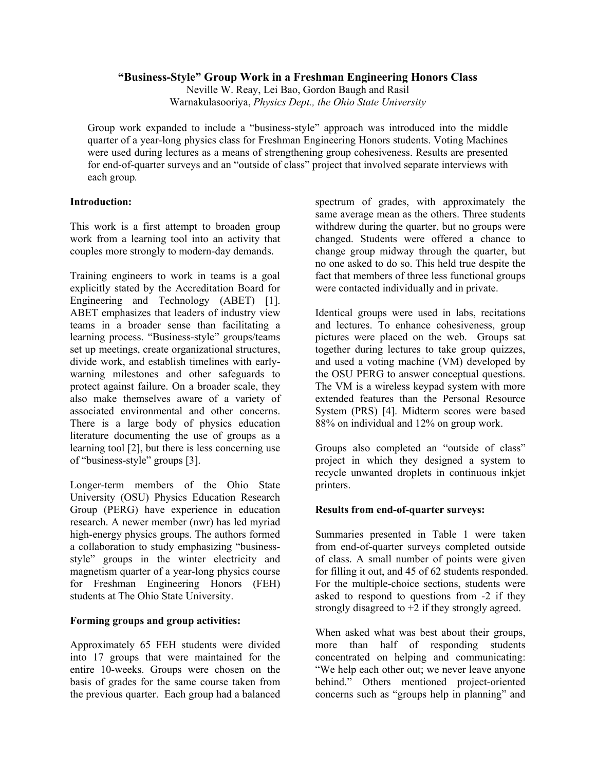# "Business-Style" Group Work in a Freshman Engineering Honors Class

Neville W. Reay, Lei Bao, Gordon Baugh and Rasil Warnakulasooriya, *Physics Dept., the Ohio State University*

Group work expanded to include a "business-style" approach was introduced into the middle quarter of a year-long physics class for Freshman Engineering Honors students. Voting Machines were used during lectures as a means of strengthening group cohesiveness. Results are presented for end-of-quarter surveys and an "outside of class" project that involved separate interviews with each group.

## Introduction:

This work is a first attempt to broaden group work from a learning tool into an activity that couples more strongly to modern-day demands.

Training engineers to work in teams is a goal explicitly stated by the Accreditation Board for Engineering and Technology (ABET) [1]. ABET emphasizes that leaders of industry view teams in a broader sense than facilitating a learning process. "Business-style" groups/teams set up meetings, create organizational structures, divide work, and establish timelines with early-warning milestones and other safeguards to protect against failure. On a broader scale, they also make themselves aware of a variety of associated environmental and other concerns. There is a large body of physics education literature documenting the use of groups as a learning tool [2], but there is less concerning use of "business-style" groups [3].

Longer-term members of the Ohio State University (OSU) Physics Education Research Group (PERG) have experience in education research. A newer member (nwr) has led myriad high-energy physics groups. The authors formed a collaboration to study emphasizing "business-style" groups in the winter electricity and magnetism quarter of a year-long physics course for Freshman Engineering Honors (FEH) students at The Ohio State University.

## Forming groups and group activities:

Approximately 65 FEH students were divided into 17 groups that were maintained for the entire 10-weeks. Groups were chosen on the basis of grades for the same course taken from the previous quarter. Each group had a balanced spectrum of grades, with approximately the same average mean as the others. Three students withdrew during the quarter, but no groups were changed. Students were offered a chance to change group midway through the quarter, but no one asked to do so. This held true despite the fact that members of three less functional groups were contacted individually and in private.

Identical groups were used in labs, recitations and lectures. To enhance cohesiveness, group pictures were placed on the web. Groups sat together during lectures to take group quizzes, and used a voting machine (VM) developed by the OSU PERG to answer conceptual questions. The VM is a wireless keypad system with more extended features than the Personal Resource System (PRS) [4]. Midterm scores were based 88% on individual and 12% on group work.

Groups also completed an "outside of class" project in which they designed a system to recycle unwanted droplets in continuous inkjet printers.

## Results from end-of-quarter surveys:

Summaries presented in Table 1 were taken from end-of-quarter surveys completed outside of class. A small number of points were given for filling it out, and 45 of 62 students responded. For the multiple-choice sections, students were asked to respond to questions from -2 if they strongly disagreed to +2 if they strongly agreed.

When asked what was best about their groups, more than half of responding students concentrated on helping and communicating: "We help each other out; we never leave anyone behind." Others mentioned project-oriented concerns such as "groups help in planning" and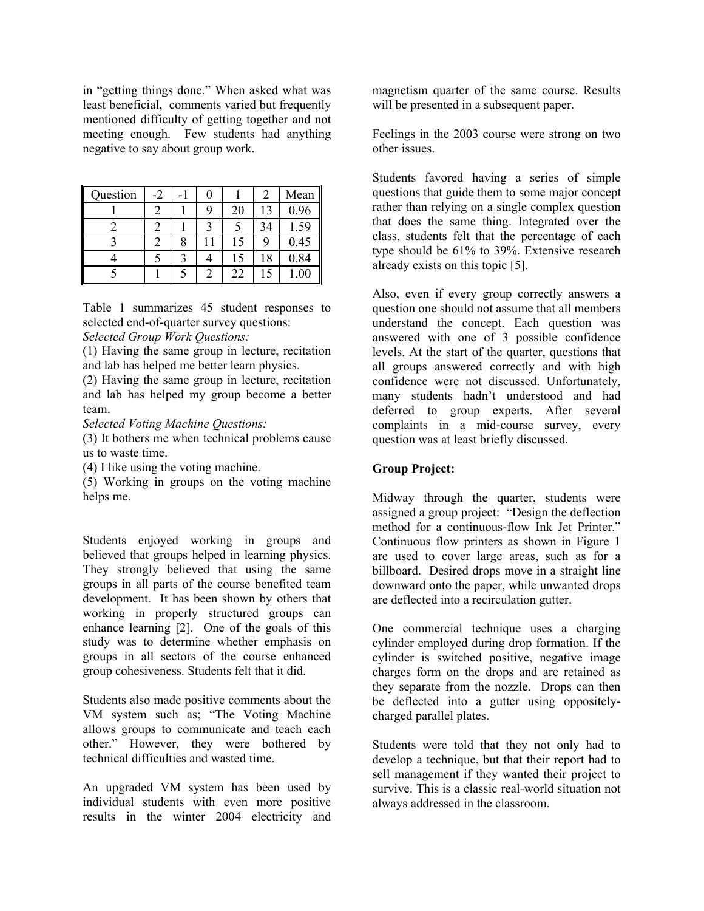in "getting things done." When asked what was least beneficial, comments varied but frequently mentioned difficulty of getting together and not meeting enough. Few students had anything negative to say about group work.

| Question | -2 | -1 | 0 | 1 | 2 | Mean |
|---|---|---|---|---|---|---|
| 1 | 2 | 1 | 9 | 20 | 13 | 0.96 |
| 2 | 2 | 1 | 3 | 5 | 34 | 1.59 |
| 3 | 2 | 8 | 11 | 15 | 9 | 0.45 |
| 4 | 5 | 3 | 4 | 15 | 18 | 0.84 |
| 5 | 1 | 5 | 2 | 22 | 15 | 1.00 |

Table 1 summarizes 45 student responses to selected end-of-quarter survey questions:

*Selected Group Work Questions:*

(1) Having the same group in lecture, recitation and lab has helped me better learn physics.

(2) Having the same group in lecture, recitation and lab has helped my group become a better team.

*Selected Voting Machine Questions:*

(3) It bothers me when technical problems cause us to waste time.

(4) I like using the voting machine.

(5) Working in groups on the voting machine helps me.

Students enjoyed working in groups and believed that groups helped in learning physics. They strongly believed that using the same groups in all parts of the course benefited team development. It has been shown by others that working in properly structured groups can enhance learning [2]. One of the goals of this study was to determine whether emphasis on groups in all sectors of the course enhanced group cohesiveness. Students felt that it did.

Students also made positive comments about the VM system such as; "The Voting Machine allows groups to communicate and teach each other." However, they were bothered by technical difficulties and wasted time.

An upgraded VM system has been used by individual students with even more positive results in the winter 2004 electricity and magnetism quarter of the same course. Results will be presented in a subsequent paper.

Feelings in the 2003 course were strong on two other issues.

Students favored having a series of simple questions that guide them to some major concept rather than relying on a single complex question that does the same thing. Integrated over the class, students felt that the percentage of each type should be 61% to 39%. Extensive research already exists on this topic [5].

Also, even if every group correctly answers a question one should not assume that all members understand the concept. Each question was answered with one of 3 possible confidence levels. At the start of the quarter, questions that all groups answered correctly and with high confidence were not discussed. Unfortunately, many students hadn't understood and had deferred to group experts. After several complaints in a mid-course survey, every question was at least briefly discussed.

**Group Project:**

Midway through the quarter, students were assigned a group project: "Design the deflection method for a continuous-flow Ink Jet Printer." Continuous flow printers as shown in Figure 1 are used to cover large areas, such as for a billboard. Desired drops move in a straight line downward onto the paper, while unwanted drops are deflected into a recirculation gutter.

One commercial technique uses a charging cylinder employed during drop formation. If the cylinder is switched positive, negative image charges form on the drops and are retained as they separate from the nozzle. Drops can then be deflected into a gutter using oppositely-charged parallel plates.

Students were told that they not only had to develop a technique, but that their report had to sell management if they wanted their project to survive. This is a classic real-world situation not always addressed in the classroom.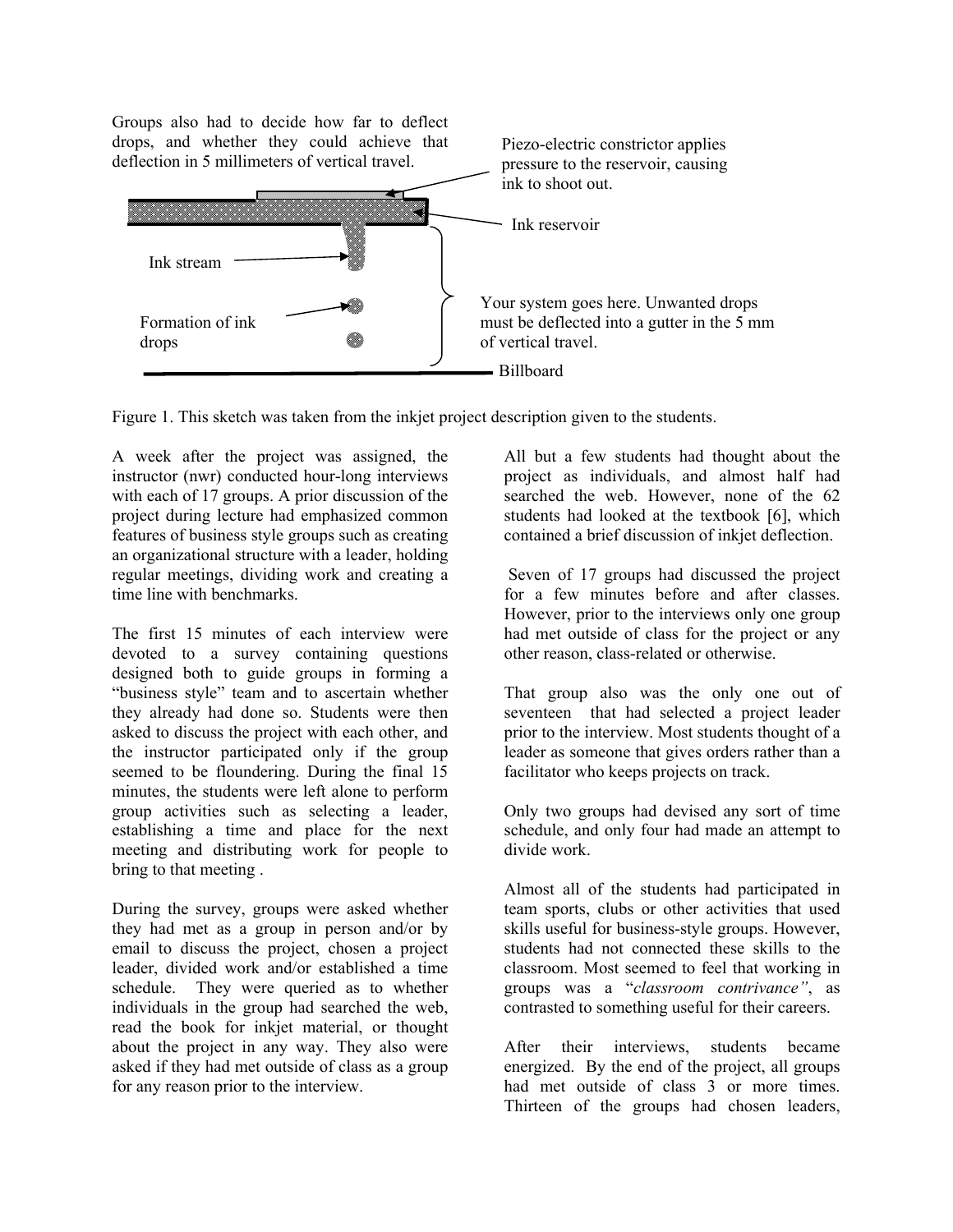Groups also had to decide how far to deflect drops, and whether they could achieve that deflection in 5 millimeters of vertical travel.

Piezo-electric constrictor applies pressure to the reservoir, causing ink to shoot out.

Ink reservoir

Ink stream

Formation of ink drops

Your system goes here. Unwanted drops must be deflected into a gutter in the 5 mm of vertical travel.

Billboard

Figure 1. This sketch was taken from the inkjet project description given to the students.

A week after the project was assigned, the instructor (nwr) conducted hour-long interviews with each of 17 groups. A prior discussion of the project during lecture had emphasized common features of business style groups such as creating an organizational structure with a leader, holding regular meetings, dividing work and creating a time line with benchmarks.

The first 15 minutes of each interview were devoted to a survey containing questions designed both to guide groups in forming a "business style" team and to ascertain whether they already had done so. Students were then asked to discuss the project with each other, and the instructor participated only if the group seemed to be floundering. During the final 15 minutes, the students were left alone to perform group activities such as selecting a leader, establishing a time and place for the next meeting and distributing work for people to bring to that meeting .

During the survey, groups were asked whether they had met as a group in person and/or by email to discuss the project, chosen a project leader, divided work and/or established a time schedule. They were queried as to whether individuals in the group had searched the web, read the book for inkjet material, or thought about the project in any way. They also were asked if they had met outside of class as a group for any reason prior to the interview.

All but a few students had thought about the project as individuals, and almost half had searched the web. However, none of the 62 students had looked at the textbook [6], which contained a brief discussion of inkjet deflection.

Seven of 17 groups had discussed the project for a few minutes before and after classes. However, prior to the interviews only one group had met outside of class for the project or any other reason, class-related or otherwise.

That group also was the only one out of seventeen that had selected a project leader prior to the interview. Most students thought of a leader as someone that gives orders rather than a facilitator who keeps projects on track.

Only two groups had devised any sort of time schedule, and only four had made an attempt to divide work.

Almost all of the students had participated in team sports, clubs or other activities that used skills useful for business-style groups. However, students had not connected these skills to the classroom. Most seemed to feel that working in groups was a "*classroom contrivance"*, as contrasted to something useful for their careers.

After their interviews, students became energized. By the end of the project, all groups had met outside of class 3 or more times. Thirteen of the groups had chosen leaders,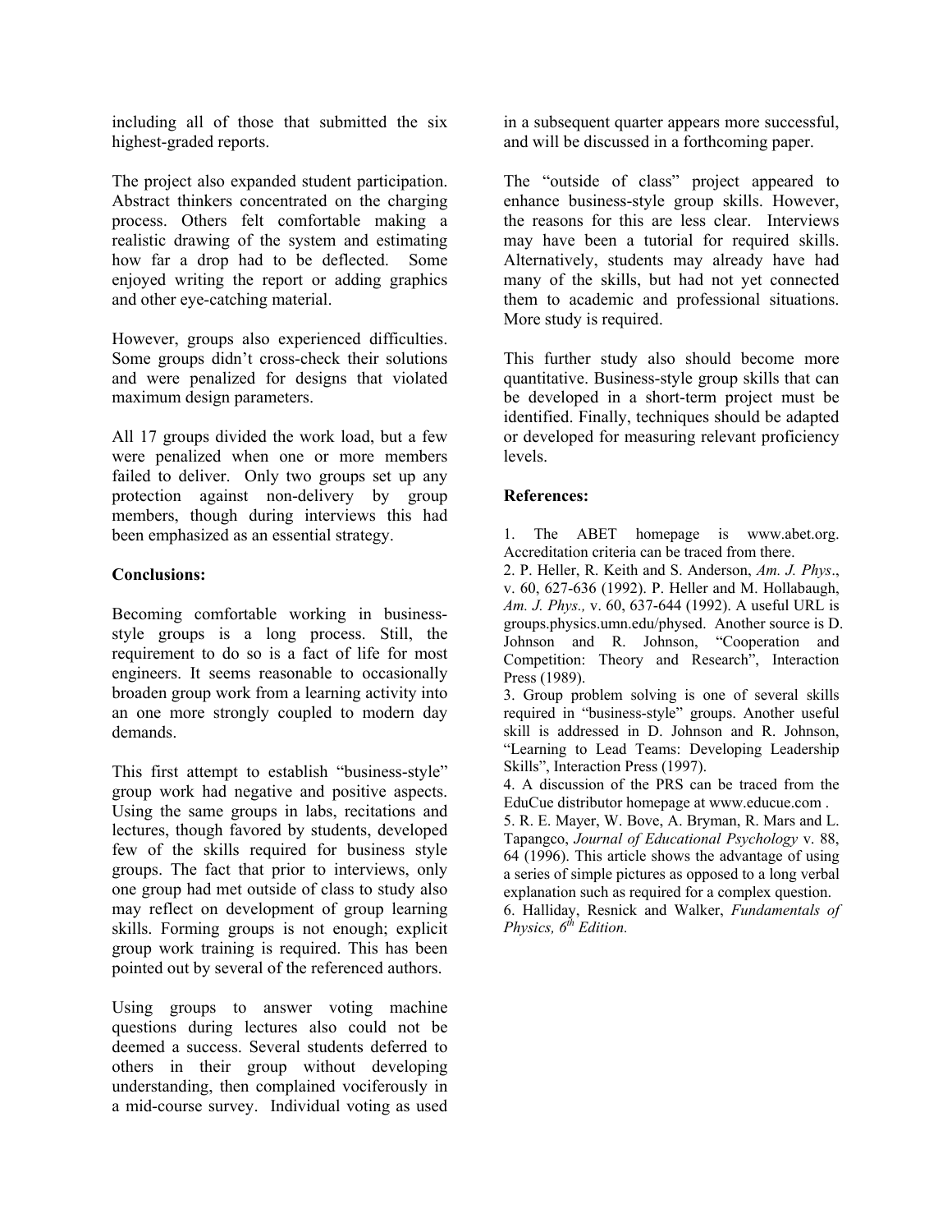including all of those that submitted the six highest-graded reports.

The project also expanded student participation. Abstract thinkers concentrated on the charging process. Others felt comfortable making a realistic drawing of the system and estimating how far a drop had to be deflected. Some enjoyed writing the report or adding graphics and other eye-catching material.

However, groups also experienced difficulties. Some groups didn't cross-check their solutions and were penalized for designs that violated maximum design parameters.

All 17 groups divided the work load, but a few were penalized when one or more members failed to deliver. Only two groups set up any protection against non-delivery by group members, though during interviews this had been emphasized as an essential strategy.

**Conclusions:**

Becoming comfortable working in business-style groups is a long process. Still, the requirement to do so is a fact of life for most engineers. It seems reasonable to occasionally broaden group work from a learning activity into an one more strongly coupled to modern day demands.

This first attempt to establish "business-style" group work had negative and positive aspects. Using the same groups in labs, recitations and lectures, though favored by students, developed few of the skills required for business style groups. The fact that prior to interviews, only one group had met outside of class to study also may reflect on development of group learning skills. Forming groups is not enough; explicit group work training is required. This has been pointed out by several of the referenced authors.

Using groups to answer voting machine questions during lectures also could not be deemed a success. Several students deferred to others in their group without developing understanding, then complained vociferously in a mid-course survey. Individual voting as used in a subsequent quarter appears more successful, and will be discussed in a forthcoming paper.

The "outside of class" project appeared to enhance business-style group skills. However, the reasons for this are less clear. Interviews may have been a tutorial for required skills. Alternatively, students may already have had many of the skills, but had not yet connected them to academic and professional situations. More study is required.

This further study also should become more quantitative. Business-style group skills that can be developed in a short-term project must be identified. Finally, techniques should be adapted or developed for measuring relevant proficiency levels.

**References:**

1. The ABET homepage is www.abet.org. Accreditation criteria can be traced from there.
2. P. Heller, R. Keith and S. Anderson, *Am. J. Phys*., v. 60, 627-636 (1992). P. Heller and M. Hollabaugh, *Am. J. Phys.,* v. 60, 637-644 (1992). A useful URL is groups.physics.umn.edu/physed. Another source is D. Johnson and R. Johnson, "Cooperation and Competition: Theory and Research", Interaction Press (1989).
3. Group problem solving is one of several skills required in "business-style" groups. Another useful skill is addressed in D. Johnson and R. Johnson, "Learning to Lead Teams: Developing Leadership Skills", Interaction Press (1997).
4. A discussion of the PRS can be traced from the EduCue distributor homepage at www.educue.com .
5. R. E. Mayer, W. Bove, A. Bryman, R. Mars and L. Tapangco, *Journal of Educational Psychology* v. 88, 64 (1996). This article shows the advantage of using a series of simple pictures as opposed to a long verbal explanation such as required for a complex question.
6. Halliday, Resnick and Walker, *Fundamentals of Physics, 6th Edition.*